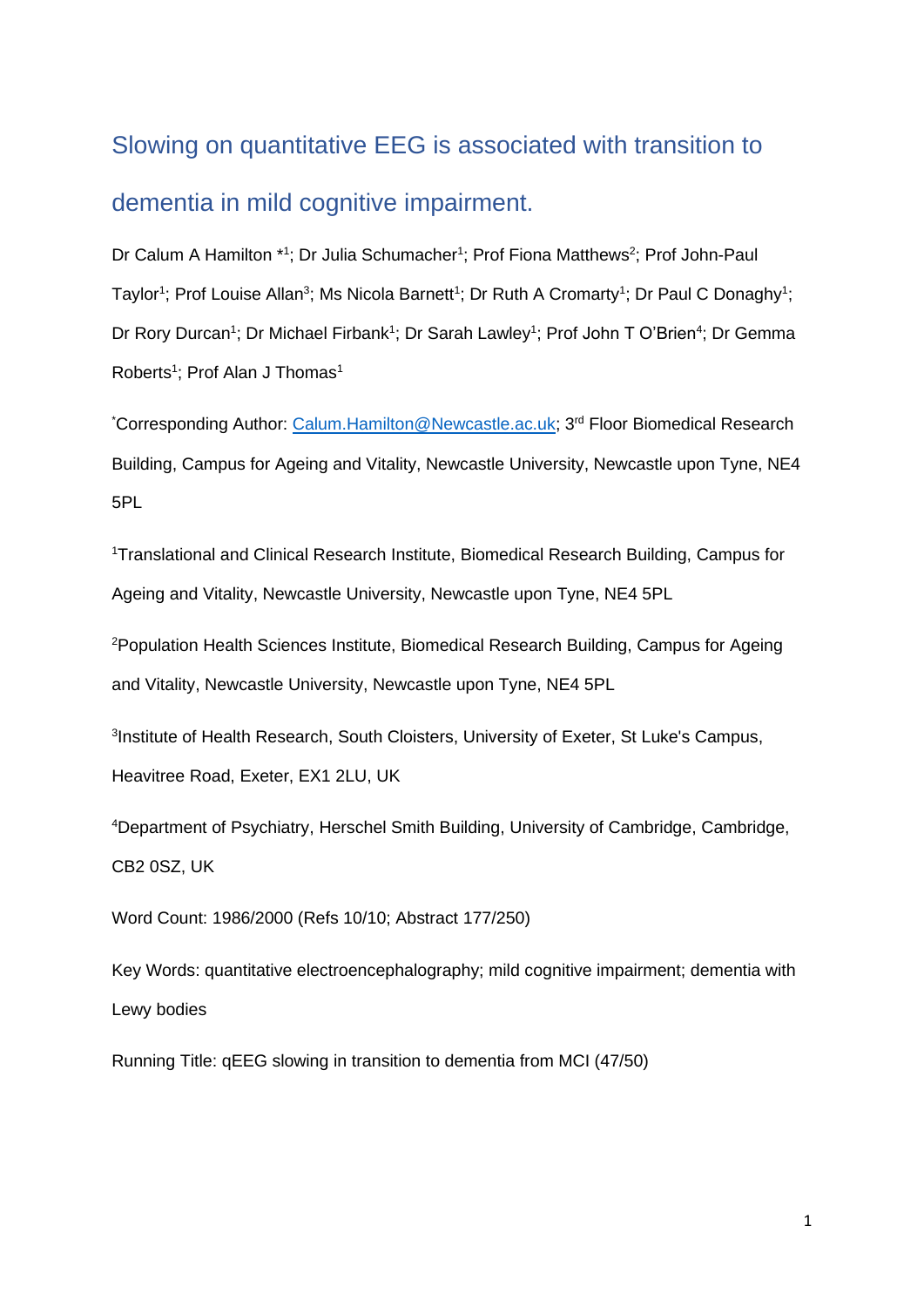# Slowing on quantitative EEG is associated with transition to dementia in mild cognitive impairment.

Dr Calum A Hamilton *[1]; Dr Julia Schumacher[1]; Prof Fiona Matthews[2]; Prof John-Paul Taylor[1]; Prof Louise Allan[3]; Ms Nicola Barnett[1]; Dr Ruth A Cromarty[1]; Dr Paul C Donaghy[1]; Dr Rory Durcan[1]; Dr Michael Firbank[1]; Dr Sarah Lawley[1]; Prof John T O'Brien[4]; Dr Gemma Roberts[1]; Prof Alan J Thomas[1]

[*]Corresponding Author: Calum.Hamilton@Newcastle.ac.uk; 3rd Floor Biomedical Research Building, Campus for Ageing and Vitality, Newcastle University, Newcastle upon Tyne, NE4 5PL

[1]Translational and Clinical Research Institute, Biomedical Research Building, Campus for Ageing and Vitality, Newcastle University, Newcastle upon Tyne, NE4 5PL

[2]Population Health Sciences Institute, Biomedical Research Building, Campus for Ageing and Vitality, Newcastle University, Newcastle upon Tyne, NE4 5PL

[3]Institute of Health Research, South Cloisters, University of Exeter, St Luke's Campus, Heavitree Road, Exeter, EX1 2LU, UK

[4]Department of Psychiatry, Herschel Smith Building, University of Cambridge, Cambridge, CB2 0SZ, UK

Word Count: 1986/2000 (Refs 10/10; Abstract 177/250)

Key Words: quantitative electroencephalography; mild cognitive impairment; dementia with Lewy bodies

Running Title: qEEG slowing in transition to dementia from MCI (47/50)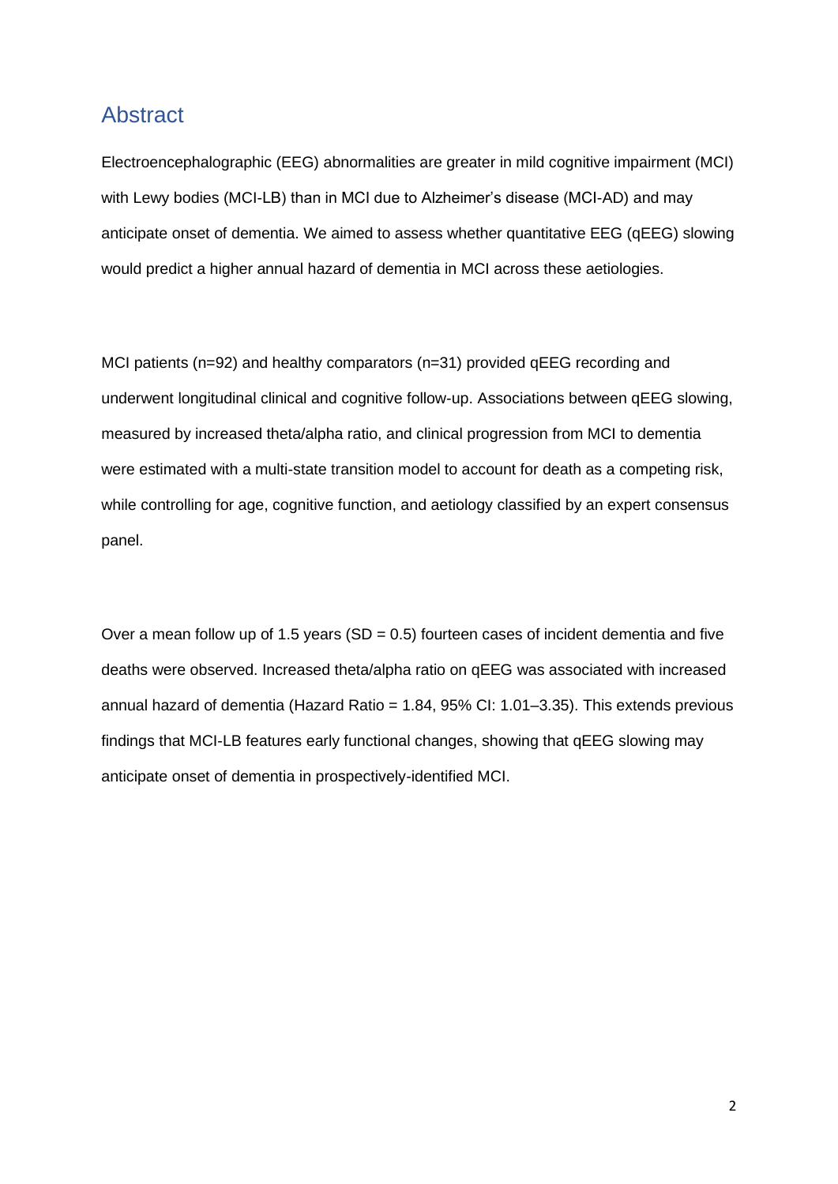## Abstract

Electroencephalographic (EEG) abnormalities are greater in mild cognitive impairment (MCI) with Lewy bodies (MCI-LB) than in MCI due to Alzheimer's disease (MCI-AD) and may anticipate onset of dementia. We aimed to assess whether quantitative EEG (qEEG) slowing would predict a higher annual hazard of dementia in MCI across these aetiologies.

MCI patients (n=92) and healthy comparators (n=31) provided qEEG recording and underwent longitudinal clinical and cognitive follow-up. Associations between qEEG slowing, measured by increased theta/alpha ratio, and clinical progression from MCI to dementia were estimated with a multi-state transition model to account for death as a competing risk, while controlling for age, cognitive function, and aetiology classified by an expert consensus panel.

Over a mean follow up of 1.5 years (SD = 0.5) fourteen cases of incident dementia and five deaths were observed. Increased theta/alpha ratio on qEEG was associated with increased annual hazard of dementia (Hazard Ratio = 1.84, 95% CI: 1.01–3.35). This extends previous findings that MCI-LB features early functional changes, showing that qEEG slowing may anticipate onset of dementia in prospectively-identified MCI.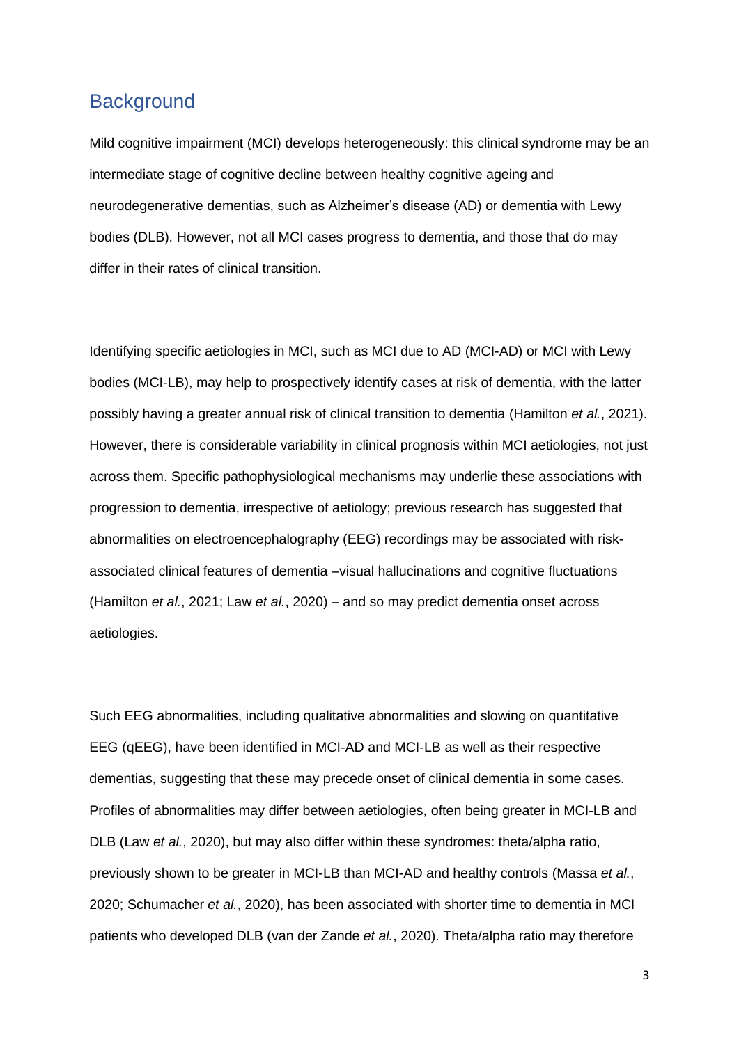## Background

Mild cognitive impairment (MCI) develops heterogeneously: this clinical syndrome may be an intermediate stage of cognitive decline between healthy cognitive ageing and neurodegenerative dementias, such as Alzheimer's disease (AD) or dementia with Lewy bodies (DLB). However, not all MCI cases progress to dementia, and those that do may differ in their rates of clinical transition.

Identifying specific aetiologies in MCI, such as MCI due to AD (MCI-AD) or MCI with Lewy bodies (MCI-LB), may help to prospectively identify cases at risk of dementia, with the latter possibly having a greater annual risk of clinical transition to dementia (Hamilton *et al.*, 2021). However, there is considerable variability in clinical prognosis within MCI aetiologies, not just across them. Specific pathophysiological mechanisms may underlie these associations with progression to dementia, irrespective of aetiology; previous research has suggested that abnormalities on electroencephalography (EEG) recordings may be associated with risk-associated clinical features of dementia –visual hallucinations and cognitive fluctuations (Hamilton *et al.*, 2021; Law *et al.*, 2020) – and so may predict dementia onset across aetiologies.

Such EEG abnormalities, including qualitative abnormalities and slowing on quantitative EEG (qEEG), have been identified in MCI-AD and MCI-LB as well as their respective dementias, suggesting that these may precede onset of clinical dementia in some cases. Profiles of abnormalities may differ between aetiologies, often being greater in MCI-LB and DLB (Law *et al.*, 2020), but may also differ within these syndromes: theta/alpha ratio, previously shown to be greater in MCI-LB than MCI-AD and healthy controls (Massa *et al.*, 2020; Schumacher *et al.*, 2020), has been associated with shorter time to dementia in MCI patients who developed DLB (van der Zande *et al.*, 2020). Theta/alpha ratio may therefore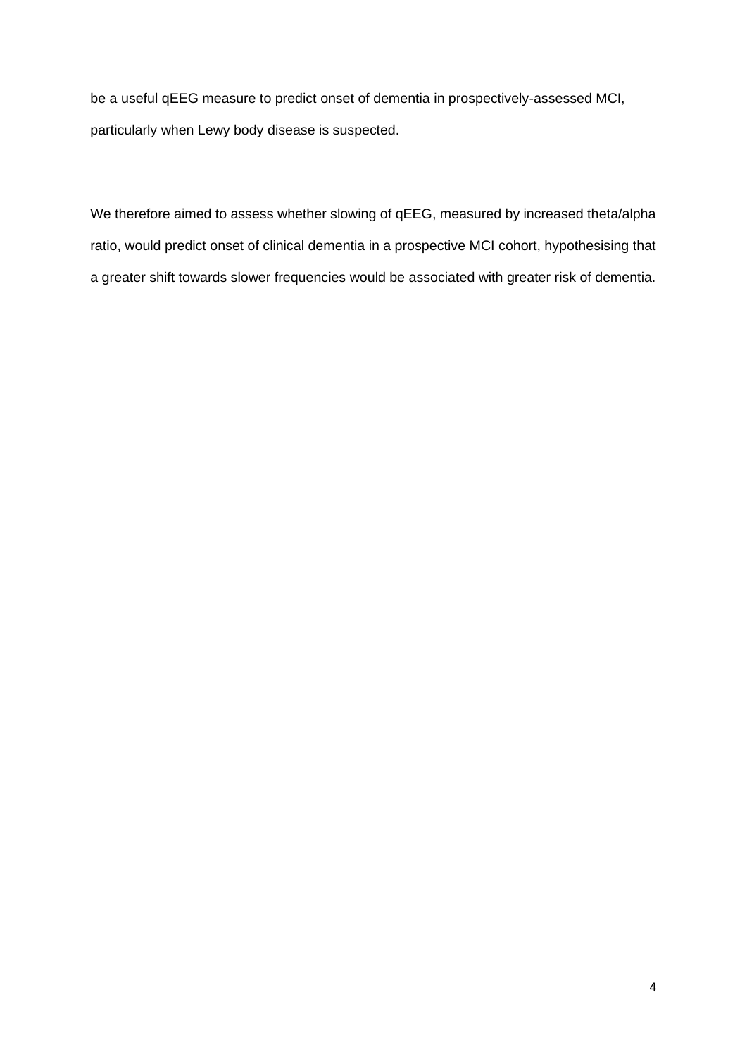be a useful qEEG measure to predict onset of dementia in prospectively-assessed MCI, particularly when Lewy body disease is suspected.

We therefore aimed to assess whether slowing of qEEG, measured by increased theta/alpha ratio, would predict onset of clinical dementia in a prospective MCI cohort, hypothesising that a greater shift towards slower frequencies would be associated with greater risk of dementia.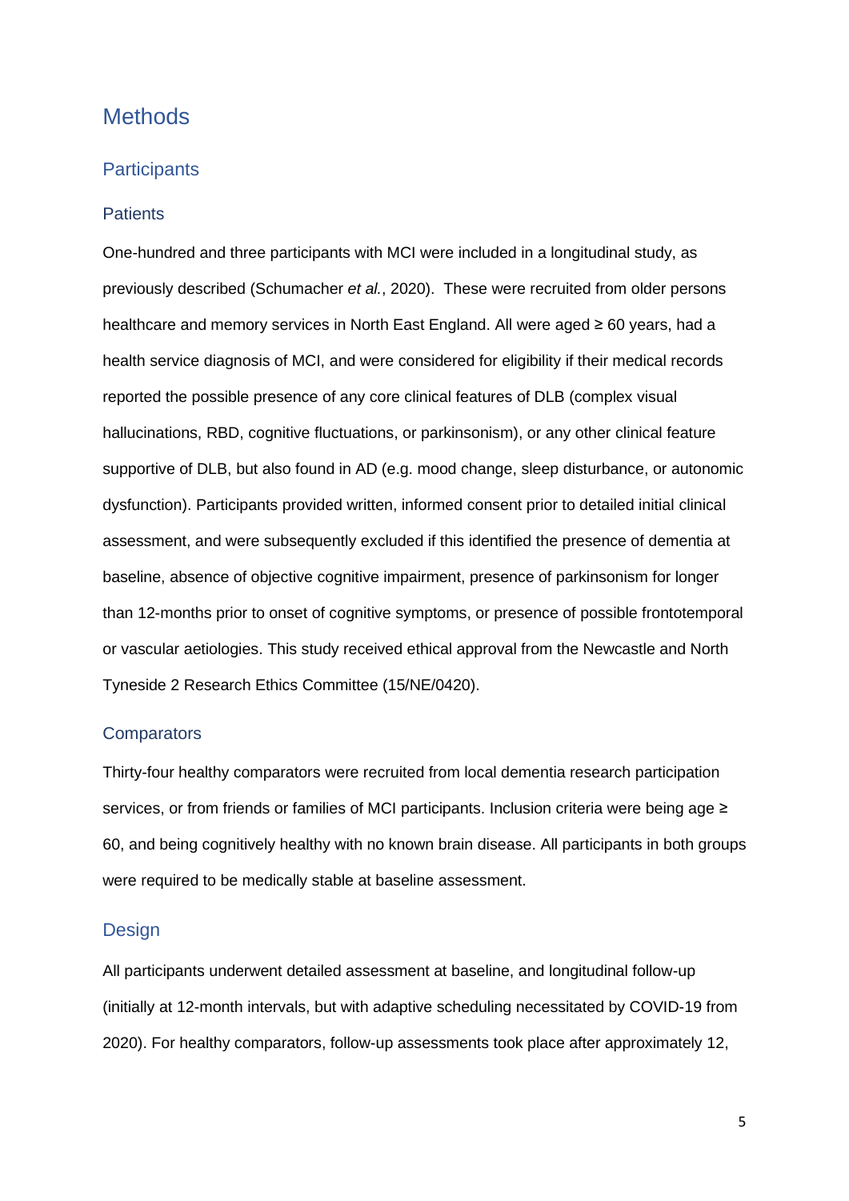# Methods

## Participants

### Patients

One-hundred and three participants with MCI were included in a longitudinal study, as previously described (Schumacher *et al.*, 2020). These were recruited from older persons healthcare and memory services in North East England. All were aged ≥ 60 years, had a health service diagnosis of MCI, and were considered for eligibility if their medical records reported the possible presence of any core clinical features of DLB (complex visual hallucinations, RBD, cognitive fluctuations, or parkinsonism), or any other clinical feature supportive of DLB, but also found in AD (e.g. mood change, sleep disturbance, or autonomic dysfunction). Participants provided written, informed consent prior to detailed initial clinical assessment, and were subsequently excluded if this identified the presence of dementia at baseline, absence of objective cognitive impairment, presence of parkinsonism for longer than 12-months prior to onset of cognitive symptoms, or presence of possible frontotemporal or vascular aetiologies. This study received ethical approval from the Newcastle and North Tyneside 2 Research Ethics Committee (15/NE/0420).

### Comparators

Thirty-four healthy comparators were recruited from local dementia research participation services, or from friends or families of MCI participants. Inclusion criteria were being age ≥ 60, and being cognitively healthy with no known brain disease. All participants in both groups were required to be medically stable at baseline assessment.

## Design

All participants underwent detailed assessment at baseline, and longitudinal follow-up (initially at 12-month intervals, but with adaptive scheduling necessitated by COVID-19 from 2020). For healthy comparators, follow-up assessments took place after approximately 12,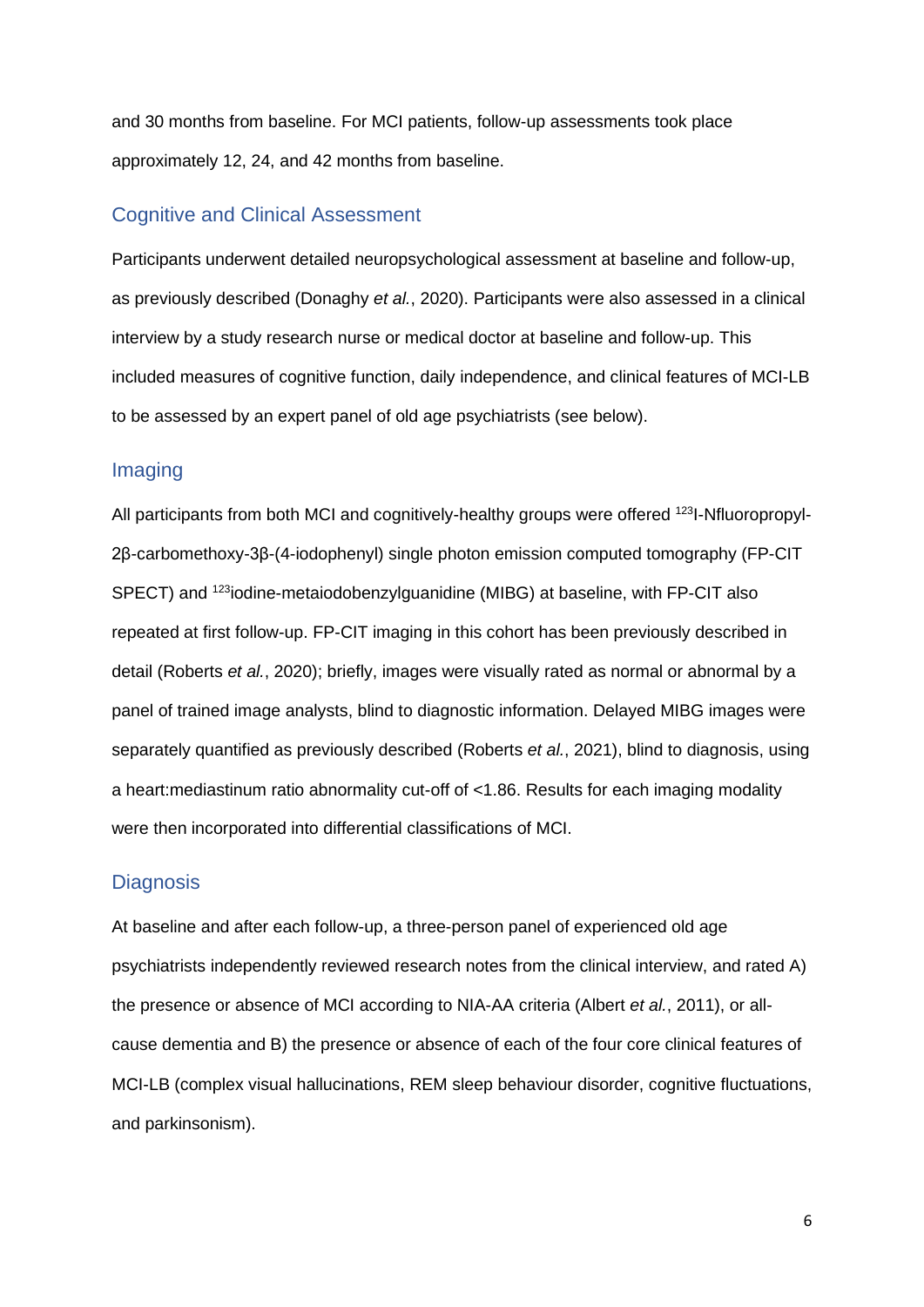and 30 months from baseline. For MCI patients, follow-up assessments took place approximately 12, 24, and 42 months from baseline.

## Cognitive and Clinical Assessment

Participants underwent detailed neuropsychological assessment at baseline and follow-up, as previously described (Donaghy *et al.*, 2020). Participants were also assessed in a clinical interview by a study research nurse or medical doctor at baseline and follow-up. This included measures of cognitive function, daily independence, and clinical features of MCI-LB to be assessed by an expert panel of old age psychiatrists (see below).

## Imaging

All participants from both MCI and cognitively-healthy groups were offered $^{123}$I-Nfluoropropyl-2β-carbomethoxy-3β-(4-iodophenyl) single photon emission computed tomography (FP-CIT SPECT) and $^{123}$iodine-metaiodobenzylguanidine (MIBG) at baseline, with FP-CIT also repeated at first follow-up. FP-CIT imaging in this cohort has been previously described in detail (Roberts *et al.*, 2020); briefly, images were visually rated as normal or abnormal by a panel of trained image analysts, blind to diagnostic information. Delayed MIBG images were separately quantified as previously described (Roberts *et al.*, 2021), blind to diagnosis, using a heart:mediastinum ratio abnormality cut-off of <1.86. Results for each imaging modality were then incorporated into differential classifications of MCI.

## Diagnosis

At baseline and after each follow-up, a three-person panel of experienced old age psychiatrists independently reviewed research notes from the clinical interview, and rated A) the presence or absence of MCI according to NIA-AA criteria (Albert *et al.*, 2011), or all-cause dementia and B) the presence or absence of each of the four core clinical features of MCI-LB (complex visual hallucinations, REM sleep behaviour disorder, cognitive fluctuations, and parkinsonism).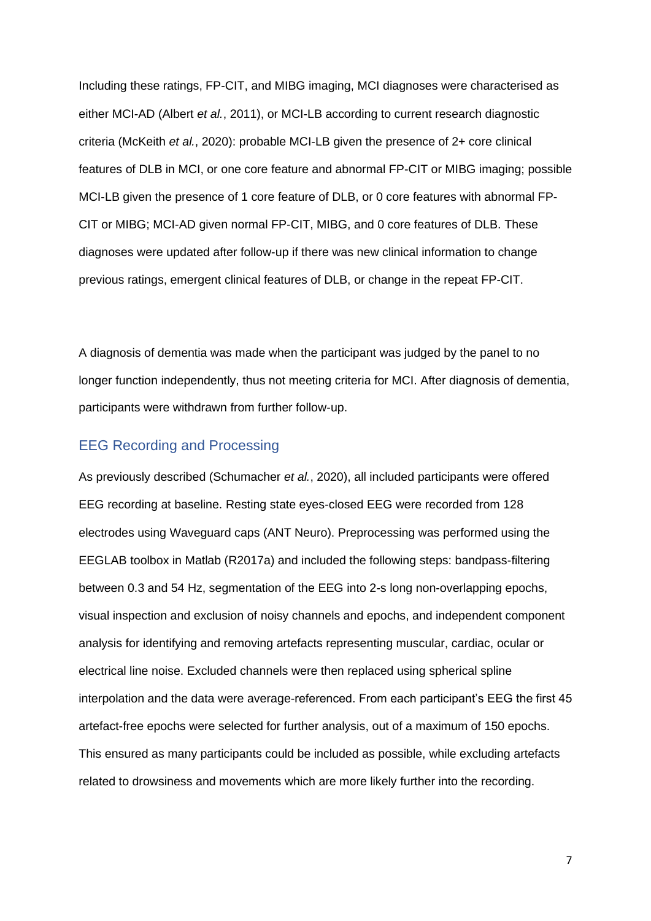Including these ratings, FP-CIT, and MIBG imaging, MCI diagnoses were characterised as either MCI-AD (Albert *et al.*, 2011), or MCI-LB according to current research diagnostic criteria (McKeith *et al.*, 2020): probable MCI-LB given the presence of 2+ core clinical features of DLB in MCI, or one core feature and abnormal FP-CIT or MIBG imaging; possible MCI-LB given the presence of 1 core feature of DLB, or 0 core features with abnormal FP-CIT or MIBG; MCI-AD given normal FP-CIT, MIBG, and 0 core features of DLB. These diagnoses were updated after follow-up if there was new clinical information to change previous ratings, emergent clinical features of DLB, or change in the repeat FP-CIT.

A diagnosis of dementia was made when the participant was judged by the panel to no longer function independently, thus not meeting criteria for MCI. After diagnosis of dementia, participants were withdrawn from further follow-up.

## EEG Recording and Processing

As previously described (Schumacher *et al.*, 2020), all included participants were offered EEG recording at baseline. Resting state eyes-closed EEG were recorded from 128 electrodes using Waveguard caps (ANT Neuro). Preprocessing was performed using the EEGLAB toolbox in Matlab (R2017a) and included the following steps: bandpass-filtering between 0.3 and 54 Hz, segmentation of the EEG into 2-s long non-overlapping epochs, visual inspection and exclusion of noisy channels and epochs, and independent component analysis for identifying and removing artefacts representing muscular, cardiac, ocular or electrical line noise. Excluded channels were then replaced using spherical spline interpolation and the data were average-referenced. From each participant's EEG the first 45 artefact-free epochs were selected for further analysis, out of a maximum of 150 epochs. This ensured as many participants could be included as possible, while excluding artefacts related to drowsiness and movements which are more likely further into the recording.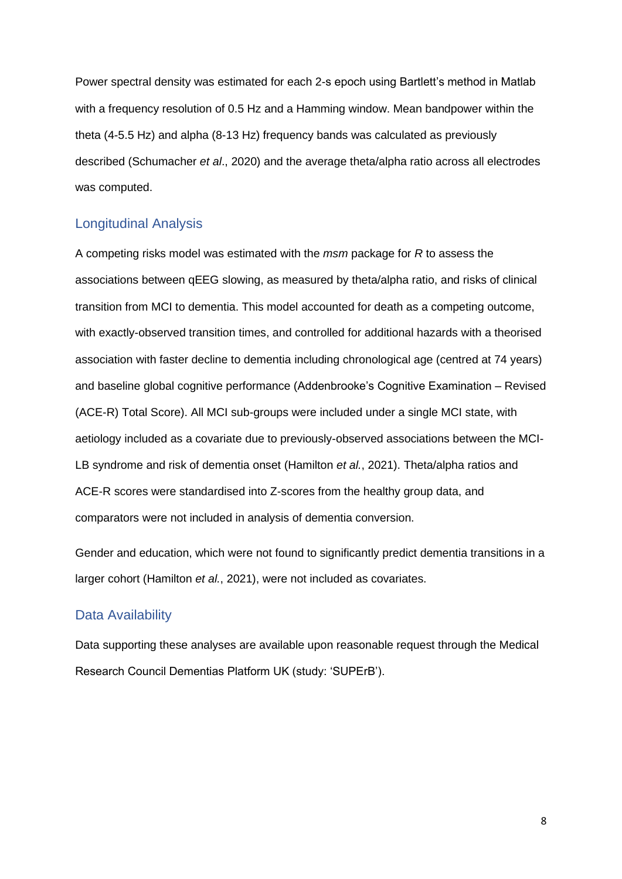Power spectral density was estimated for each 2-s epoch using Bartlett's method in Matlab with a frequency resolution of 0.5 Hz and a Hamming window. Mean bandpower within the theta (4-5.5 Hz) and alpha (8-13 Hz) frequency bands was calculated as previously described (Schumacher *et al*., 2020) and the average theta/alpha ratio across all electrodes was computed.

## Longitudinal Analysis

A competing risks model was estimated with the *msm* package for *R* to assess the associations between qEEG slowing, as measured by theta/alpha ratio, and risks of clinical transition from MCI to dementia. This model accounted for death as a competing outcome, with exactly-observed transition times, and controlled for additional hazards with a theorised association with faster decline to dementia including chronological age (centred at 74 years) and baseline global cognitive performance (Addenbrooke's Cognitive Examination – Revised (ACE-R) Total Score). All MCI sub-groups were included under a single MCI state, with aetiology included as a covariate due to previously-observed associations between the MCI-LB syndrome and risk of dementia onset (Hamilton *et al.*, 2021). Theta/alpha ratios and ACE-R scores were standardised into Z-scores from the healthy group data, and comparators were not included in analysis of dementia conversion.

Gender and education, which were not found to significantly predict dementia transitions in a larger cohort (Hamilton *et al.*, 2021), were not included as covariates.

## Data Availability

Data supporting these analyses are available upon reasonable request through the Medical Research Council Dementias Platform UK (study: 'SUPErB').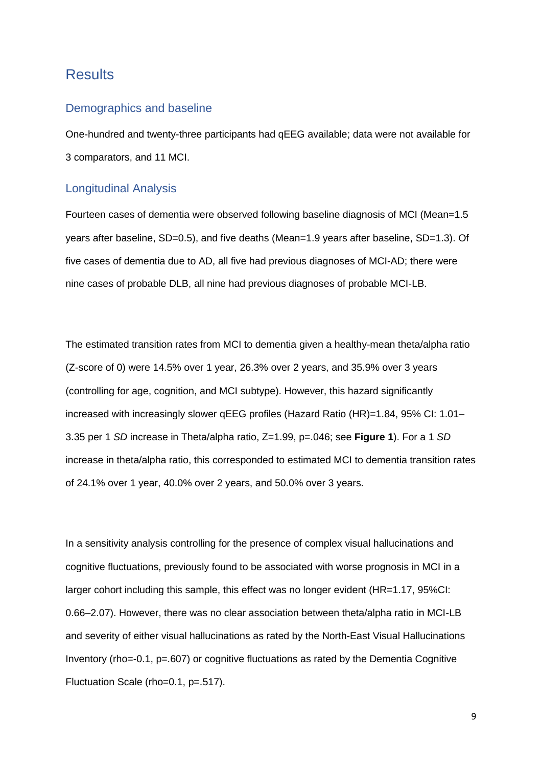## Results

### Demographics and baseline

One-hundred and twenty-three participants had qEEG available; data were not available for 3 comparators, and 11 MCI.

### Longitudinal Analysis

Fourteen cases of dementia were observed following baseline diagnosis of MCI (Mean=1.5 years after baseline, SD=0.5), and five deaths (Mean=1.9 years after baseline, SD=1.3). Of five cases of dementia due to AD, all five had previous diagnoses of MCI-AD; there were nine cases of probable DLB, all nine had previous diagnoses of probable MCI-LB.

The estimated transition rates from MCI to dementia given a healthy-mean theta/alpha ratio (Z-score of 0) were 14.5% over 1 year, 26.3% over 2 years, and 35.9% over 3 years (controlling for age, cognition, and MCI subtype). However, this hazard significantly increased with increasingly slower qEEG profiles (Hazard Ratio (HR)=1.84, 95% CI: 1.01–3.35 per 1 *SD* increase in Theta/alpha ratio, Z=1.99, p=.046; see **Figure 1**). For a 1 *SD* increase in theta/alpha ratio, this corresponded to estimated MCI to dementia transition rates of 24.1% over 1 year, 40.0% over 2 years, and 50.0% over 3 years.

In a sensitivity analysis controlling for the presence of complex visual hallucinations and cognitive fluctuations, previously found to be associated with worse prognosis in MCI in a larger cohort including this sample, this effect was no longer evident (HR=1.17, 95%CI: 0.66–2.07). However, there was no clear association between theta/alpha ratio in MCI-LB and severity of either visual hallucinations as rated by the North-East Visual Hallucinations Inventory (rho=-0.1, p=.607) or cognitive fluctuations as rated by the Dementia Cognitive Fluctuation Scale (rho=0.1, p=.517).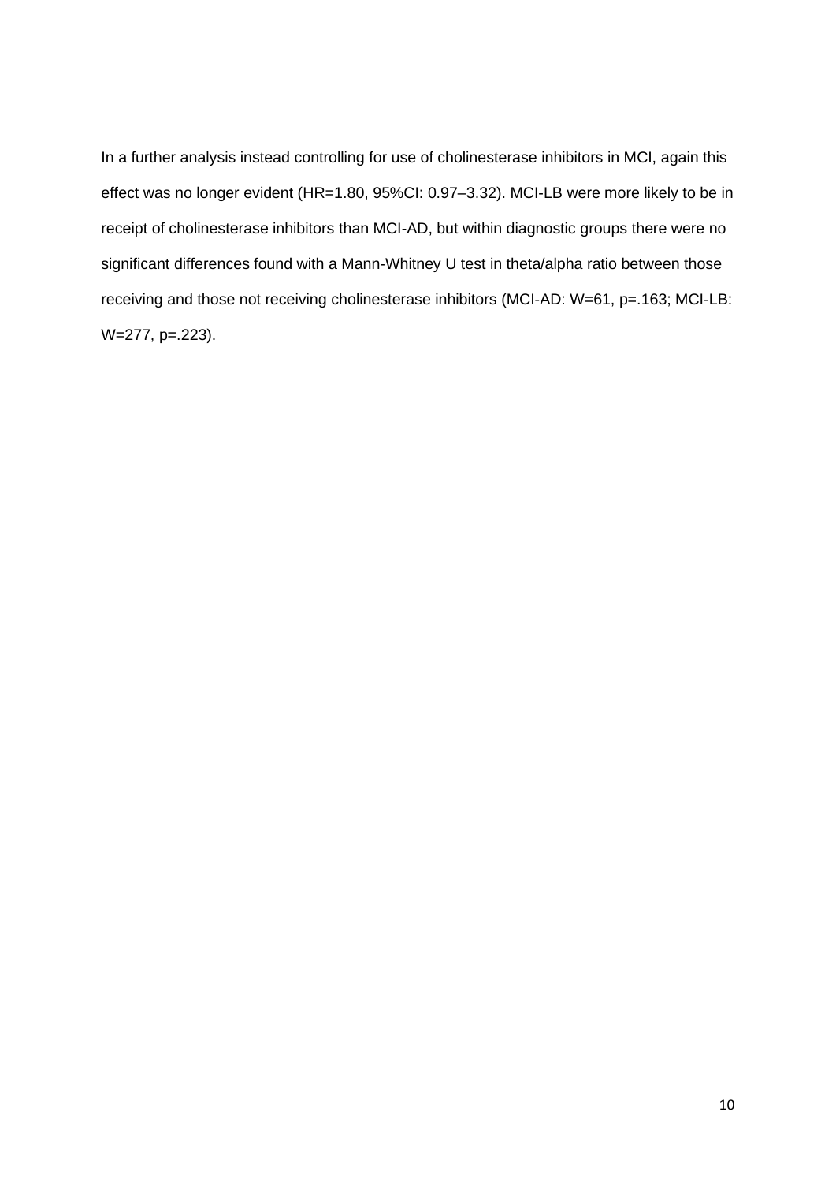In a further analysis instead controlling for use of cholinesterase inhibitors in MCI, again this effect was no longer evident (HR=1.80, 95%CI: 0.97–3.32). MCI-LB were more likely to be in receipt of cholinesterase inhibitors than MCI-AD, but within diagnostic groups there were no significant differences found with a Mann-Whitney U test in theta/alpha ratio between those receiving and those not receiving cholinesterase inhibitors (MCI-AD: W=61, p=.163; MCI-LB: W=277, p=.223).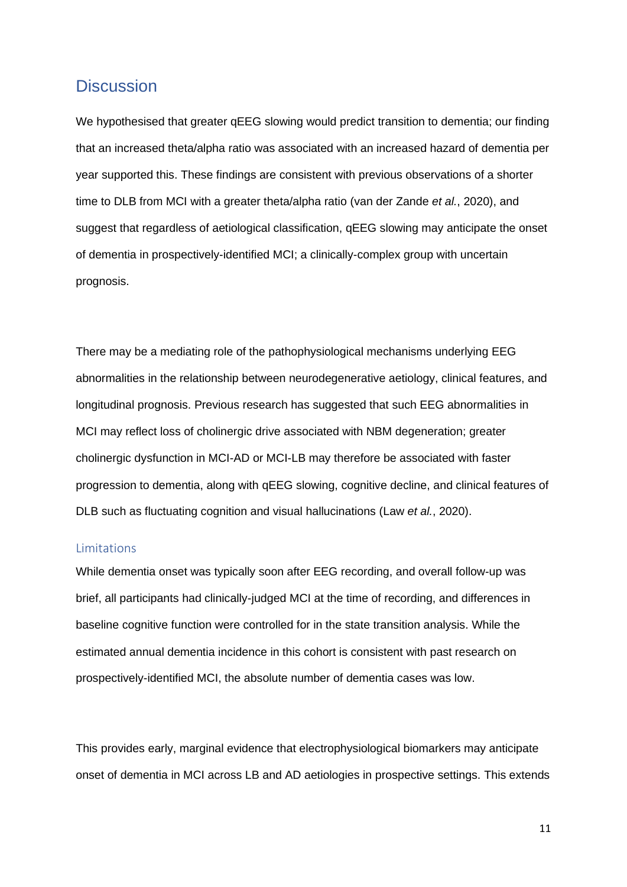## Discussion

We hypothesised that greater qEEG slowing would predict transition to dementia; our finding that an increased theta/alpha ratio was associated with an increased hazard of dementia per year supported this. These findings are consistent with previous observations of a shorter time to DLB from MCI with a greater theta/alpha ratio (van der Zande *et al.*, 2020), and suggest that regardless of aetiological classification, qEEG slowing may anticipate the onset of dementia in prospectively-identified MCI; a clinically-complex group with uncertain prognosis.

There may be a mediating role of the pathophysiological mechanisms underlying EEG abnormalities in the relationship between neurodegenerative aetiology, clinical features, and longitudinal prognosis. Previous research has suggested that such EEG abnormalities in MCI may reflect loss of cholinergic drive associated with NBM degeneration; greater cholinergic dysfunction in MCI-AD or MCI-LB may therefore be associated with faster progression to dementia, along with qEEG slowing, cognitive decline, and clinical features of DLB such as fluctuating cognition and visual hallucinations (Law *et al.*, 2020).

### Limitations

While dementia onset was typically soon after EEG recording, and overall follow-up was brief, all participants had clinically-judged MCI at the time of recording, and differences in baseline cognitive function were controlled for in the state transition analysis. While the estimated annual dementia incidence in this cohort is consistent with past research on prospectively-identified MCI, the absolute number of dementia cases was low.

This provides early, marginal evidence that electrophysiological biomarkers may anticipate onset of dementia in MCI across LB and AD aetiologies in prospective settings. This extends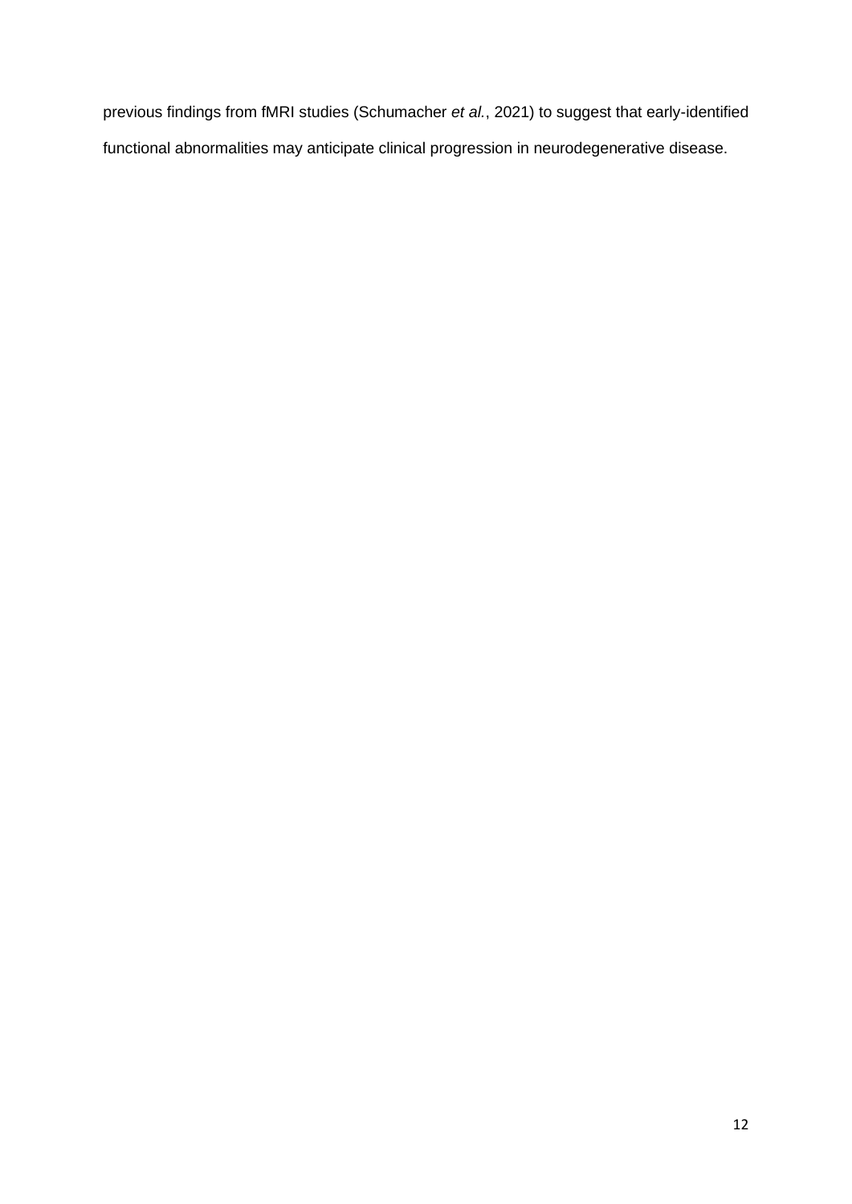previous findings from fMRI studies (Schumacher *et al.*, 2021) to suggest that early-identified functional abnormalities may anticipate clinical progression in neurodegenerative disease.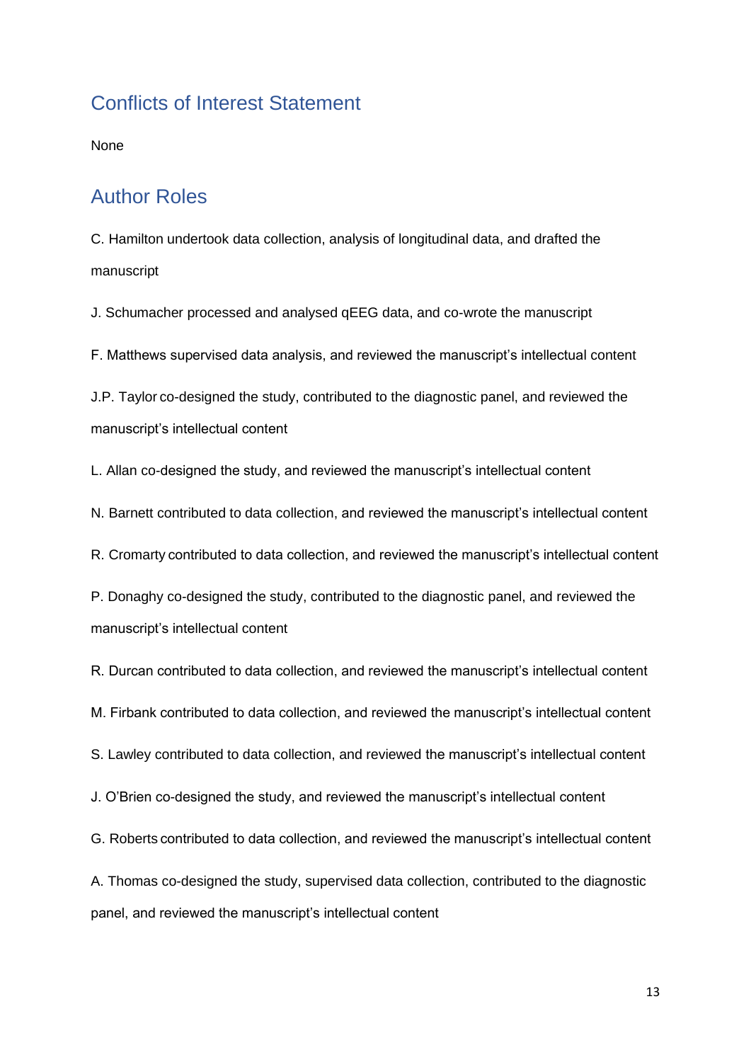## Conflicts of Interest Statement

None

## Author Roles

C. Hamilton undertook data collection, analysis of longitudinal data, and drafted the manuscript

J. Schumacher processed and analysed qEEG data, and co-wrote the manuscript

F. Matthews supervised data analysis, and reviewed the manuscript's intellectual content

J.P. Taylor co-designed the study, contributed to the diagnostic panel, and reviewed the manuscript's intellectual content

L. Allan co-designed the study, and reviewed the manuscript's intellectual content

N. Barnett contributed to data collection, and reviewed the manuscript's intellectual content

R. Cromarty contributed to data collection, and reviewed the manuscript's intellectual content

P. Donaghy co-designed the study, contributed to the diagnostic panel, and reviewed the manuscript's intellectual content

R. Durcan contributed to data collection, and reviewed the manuscript's intellectual content

M. Firbank contributed to data collection, and reviewed the manuscript's intellectual content

S. Lawley contributed to data collection, and reviewed the manuscript's intellectual content

J. O'Brien co-designed the study, and reviewed the manuscript's intellectual content

G. Roberts contributed to data collection, and reviewed the manuscript's intellectual content

A. Thomas co-designed the study, supervised data collection, contributed to the diagnostic panel, and reviewed the manuscript's intellectual content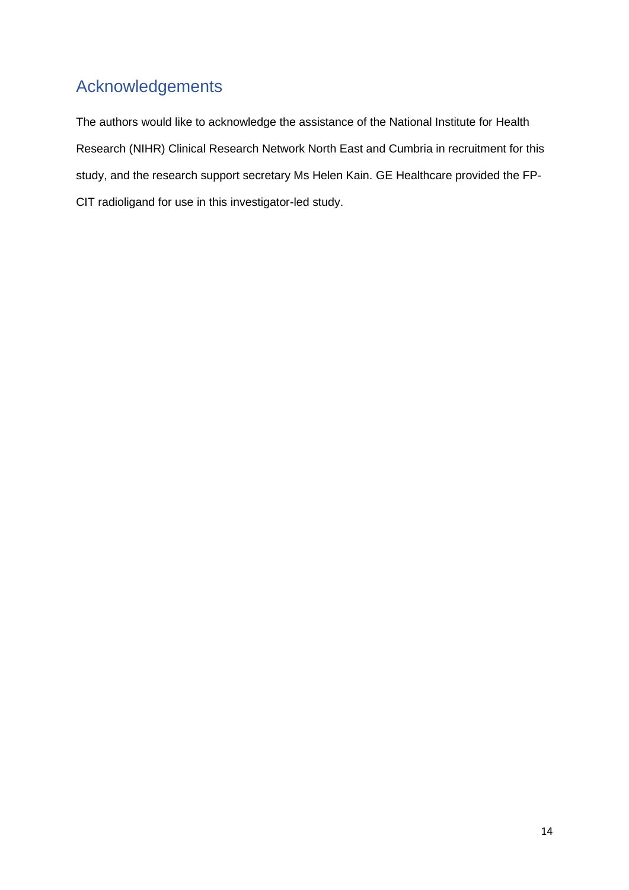## Acknowledgements

The authors would like to acknowledge the assistance of the National Institute for Health Research (NIHR) Clinical Research Network North East and Cumbria in recruitment for this study, and the research support secretary Ms Helen Kain. GE Healthcare provided the FP-CIT radioligand for use in this investigator-led study.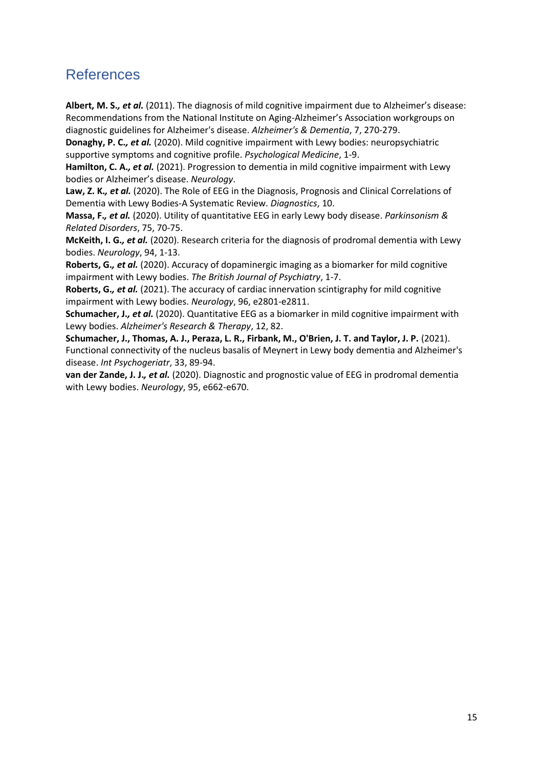# References

**Albert, M. S.*, et al.*** (2011). The diagnosis of mild cognitive impairment due to Alzheimer's disease: Recommendations from the National Institute on Aging-Alzheimer's Association workgroups on diagnostic guidelines for Alzheimer's disease. *Alzheimer's & Dementia*, 7, 270-279.

**Donaghy, P. C.*, et al.*** (2020). Mild cognitive impairment with Lewy bodies: neuropsychiatric supportive symptoms and cognitive profile. *Psychological Medicine*, 1-9.

**Hamilton, C. A.*, et al.*** (2021). Progression to dementia in mild cognitive impairment with Lewy bodies or Alzheimer's disease. *Neurology*.

**Law, Z. K.*, et al.*** (2020). The Role of EEG in the Diagnosis, Prognosis and Clinical Correlations of Dementia with Lewy Bodies-A Systematic Review. *Diagnostics*, 10.

**Massa, F.*, et al.*** (2020). Utility of quantitative EEG in early Lewy body disease. *Parkinsonism & Related Disorders*, 75, 70-75.

**McKeith, I. G.*, et al.*** (2020). Research criteria for the diagnosis of prodromal dementia with Lewy bodies. *Neurology*, 94, 1-13.

**Roberts, G.*, et al.*** (2020). Accuracy of dopaminergic imaging as a biomarker for mild cognitive impairment with Lewy bodies. *The British Journal of Psychiatry*, 1-7.

**Roberts, G.*, et al.*** (2021). The accuracy of cardiac innervation scintigraphy for mild cognitive impairment with Lewy bodies. *Neurology*, 96, e2801-e2811.

**Schumacher, J.*, et al.*** (2020). Quantitative EEG as a biomarker in mild cognitive impairment with Lewy bodies. *Alzheimer's Research & Therapy*, 12, 82.

**Schumacher, J., Thomas, A. J., Peraza, L. R., Firbank, M., O'Brien, J. T. and Taylor, J. P.** (2021). Functional connectivity of the nucleus basalis of Meynert in Lewy body dementia and Alzheimer's disease. *Int Psychogeriatr*, 33, 89-94.

**van der Zande, J. J.*, et al.*** (2020). Diagnostic and prognostic value of EEG in prodromal dementia with Lewy bodies. *Neurology*, 95, e662-e670.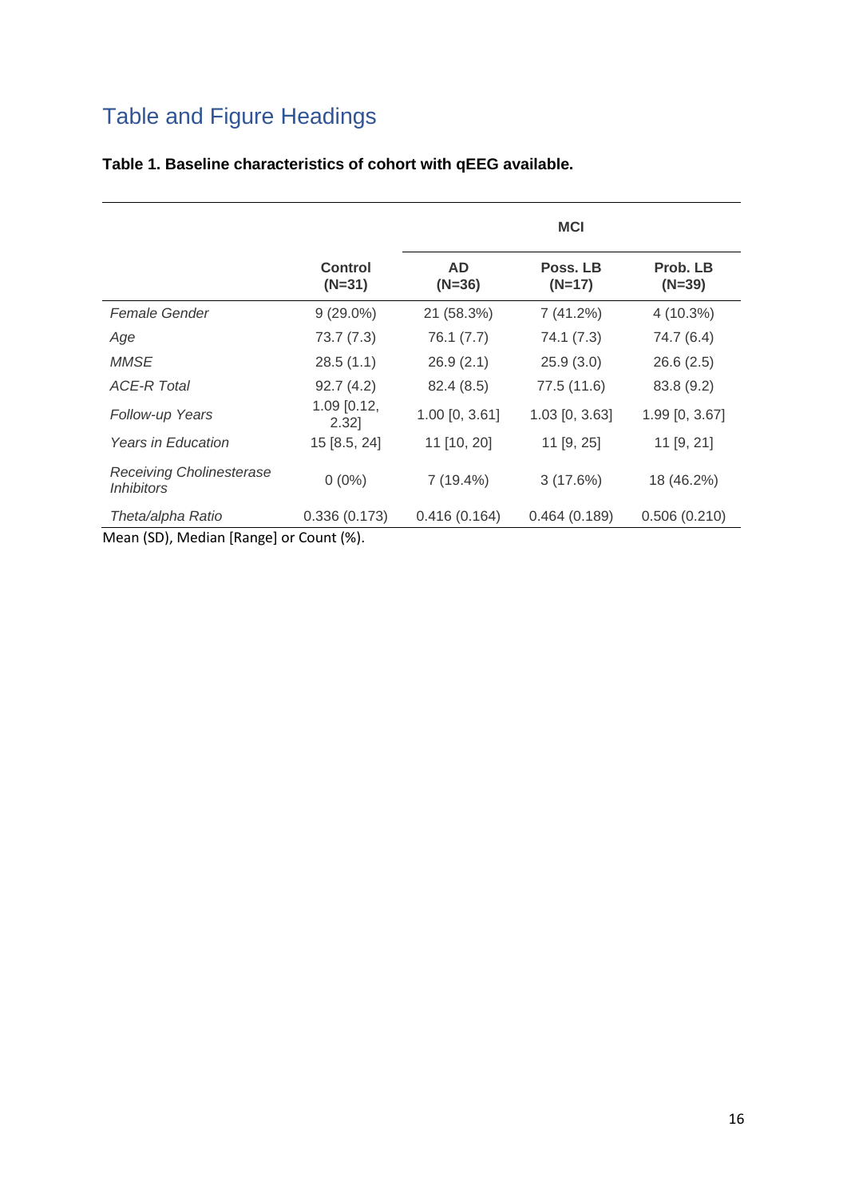# Table and Figure Headings

**Table 1. Baseline characteristics of cohort with qEEG available.**

| | | MCI | | |
|---|---|---|---|---|
| | **Control (N=31)** | **AD (N=36)** | **Poss. LB (N=17)** | **Prob. LB (N=39)** |
| *Female Gender* | 9 (29.0%) | 21 (58.3%) | 7 (41.2%) | 4 (10.3%) |
| *Age* | 73.7 (7.3) | 76.1 (7.7) | 74.1 (7.3) | 74.7 (6.4) |
| *MMSE* | 28.5 (1.1) | 26.9 (2.1) | 25.9 (3.0) | 26.6 (2.5) |
| *ACE-R Total* | 92.7 (4.2) | 82.4 (8.5) | 77.5 (11.6) | 83.8 (9.2) |
| *Follow-up Years* | 1.09 [0.12, 2.32] | 1.00 [0, 3.61] | 1.03 [0, 3.63] | 1.99 [0, 3.67] |
| *Years in Education* | 15 [8.5, 24] | 11 [10, 20] | 11 [9, 25] | 11 [9, 21] |
| *Receiving Cholinesterase Inhibitors* | 0 (0%) | 7 (19.4%) | 3 (17.6%) | 18 (46.2%) |
| *Theta/alpha Ratio* | 0.336 (0.173) | 0.416 (0.164) | 0.464 (0.189) | 0.506 (0.210) |

Mean (SD), Median [Range] or Count (%).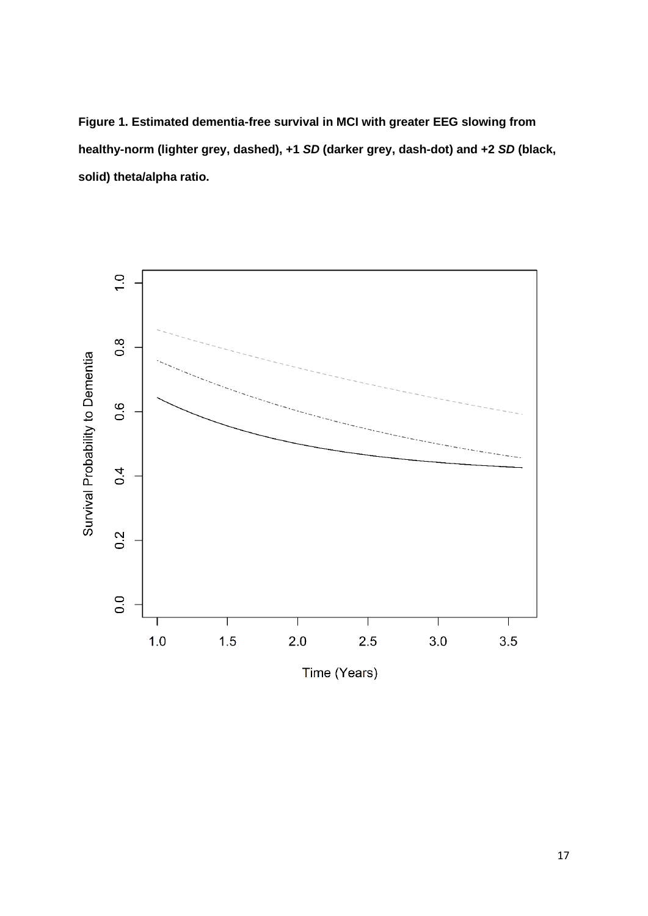**Figure 1. Estimated dementia-free survival in MCI with greater EEG slowing from healthy-norm (lighter grey, dashed), +1 *SD* (darker grey, dash-dot) and +2 *SD* (black, solid) theta/alpha ratio.**

Survival Probability to Dementia

0.0
0.2
0.4
0.6
0.8
1.0

1.0
1.5
2.0
2.5
3.0
3.5

Time (Years)